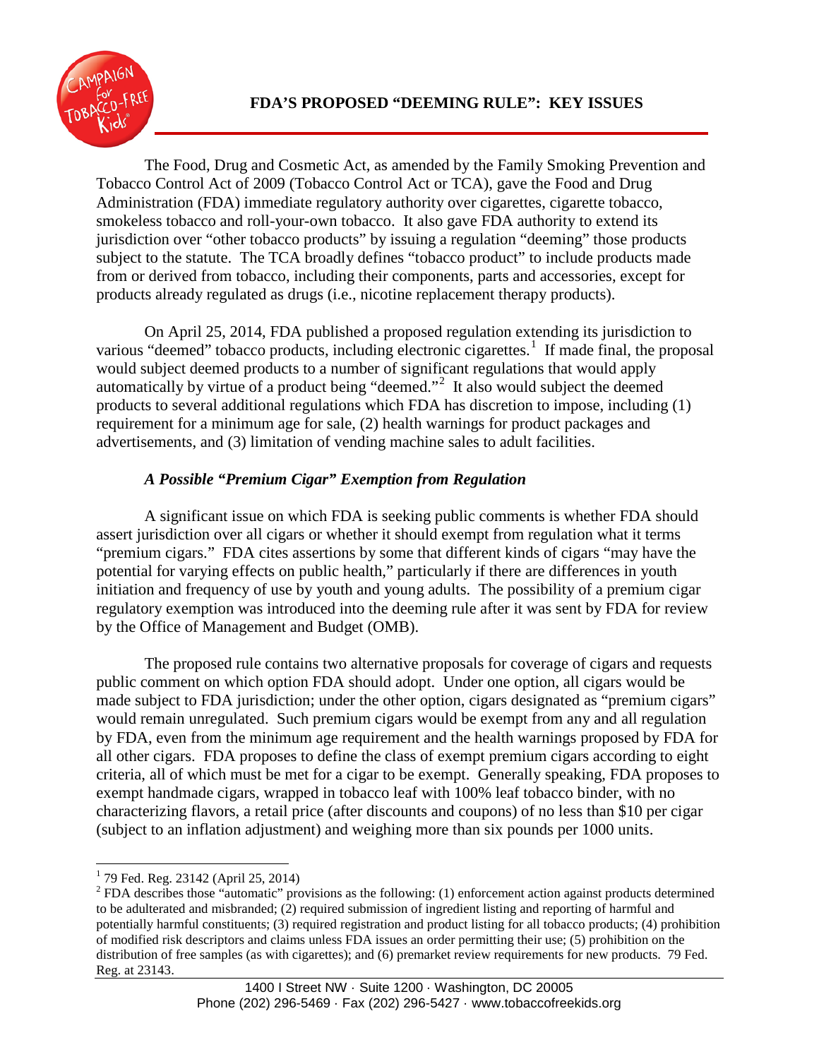# FDA'S PROPOSED "DEEMING RULE": KEY ISSUES

The Food, Drug and Cosmetic Act, as amended by the Family Smoking Prevention and Tobacco Control Act of 2009 (Tobacco Control Act or TCA), gave the Food and Drug Administration (FDA) immediate regulatory authority over cigarettes, cigarette tobacco, smokeless tobacco and roll-your-own tobacco. It also gave FDA authority to extend its jurisdiction over "other tobacco products" by issuing a regulation "deeming" those products subject to the statute. The TCA broadly defines "tobacco product" to include products made from or derived from tobacco, including their components, parts and accessories, except for products already regulated as drugs (i.e., nicotine replacement therapy products).

On April 25, 2014, FDA published a proposed regulation extending its jurisdiction to various "deemed" tobacco products, including electronic cigarettes.[1] If made final, the proposal would subject deemed products to a number of significant regulations that would apply automatically by virtue of a product being "deemed."[2] It also would subject the deemed products to several additional regulations which FDA has discretion to impose, including (1) requirement for a minimum age for sale, (2) health warnings for product packages and advertisements, and (3) limitation of vending machine sales to adult facilities.

### *A Possible "Premium Cigar" Exemption from Regulation*

A significant issue on which FDA is seeking public comments is whether FDA should assert jurisdiction over all cigars or whether it should exempt from regulation what it terms "premium cigars." FDA cites assertions by some that different kinds of cigars "may have the potential for varying effects on public health," particularly if there are differences in youth initiation and frequency of use by youth and young adults. The possibility of a premium cigar regulatory exemption was introduced into the deeming rule after it was sent by FDA for review by the Office of Management and Budget (OMB).

The proposed rule contains two alternative proposals for coverage of cigars and requests public comment on which option FDA should adopt. Under one option, all cigars would be made subject to FDA jurisdiction; under the other option, cigars designated as "premium cigars" would remain unregulated. Such premium cigars would be exempt from any and all regulation by FDA, even from the minimum age requirement and the health warnings proposed by FDA for all other cigars. FDA proposes to define the class of exempt premium cigars according to eight criteria, all of which must be met for a cigar to be exempt. Generally speaking, FDA proposes to exempt handmade cigars, wrapped in tobacco leaf with 100% leaf tobacco binder, with no characterizing flavors, a retail price (after discounts and coupons) of no less than $10 per cigar (subject to an inflation adjustment) and weighing more than six pounds per 1000 units.

---

[1] 79 Fed. Reg. 23142 (April 25, 2014)

[2] FDA describes those "automatic" provisions as the following: (1) enforcement action against products determined to be adulterated and misbranded; (2) required submission of ingredient listing and reporting of harmful and potentially harmful constituents; (3) required registration and product listing for all tobacco products; (4) prohibition of modified risk descriptors and claims unless FDA issues an order permitting their use; (5) prohibition on the distribution of free samples (as with cigarettes); and (6) premarket review requirements for new products. 79 Fed. Reg. at 23143.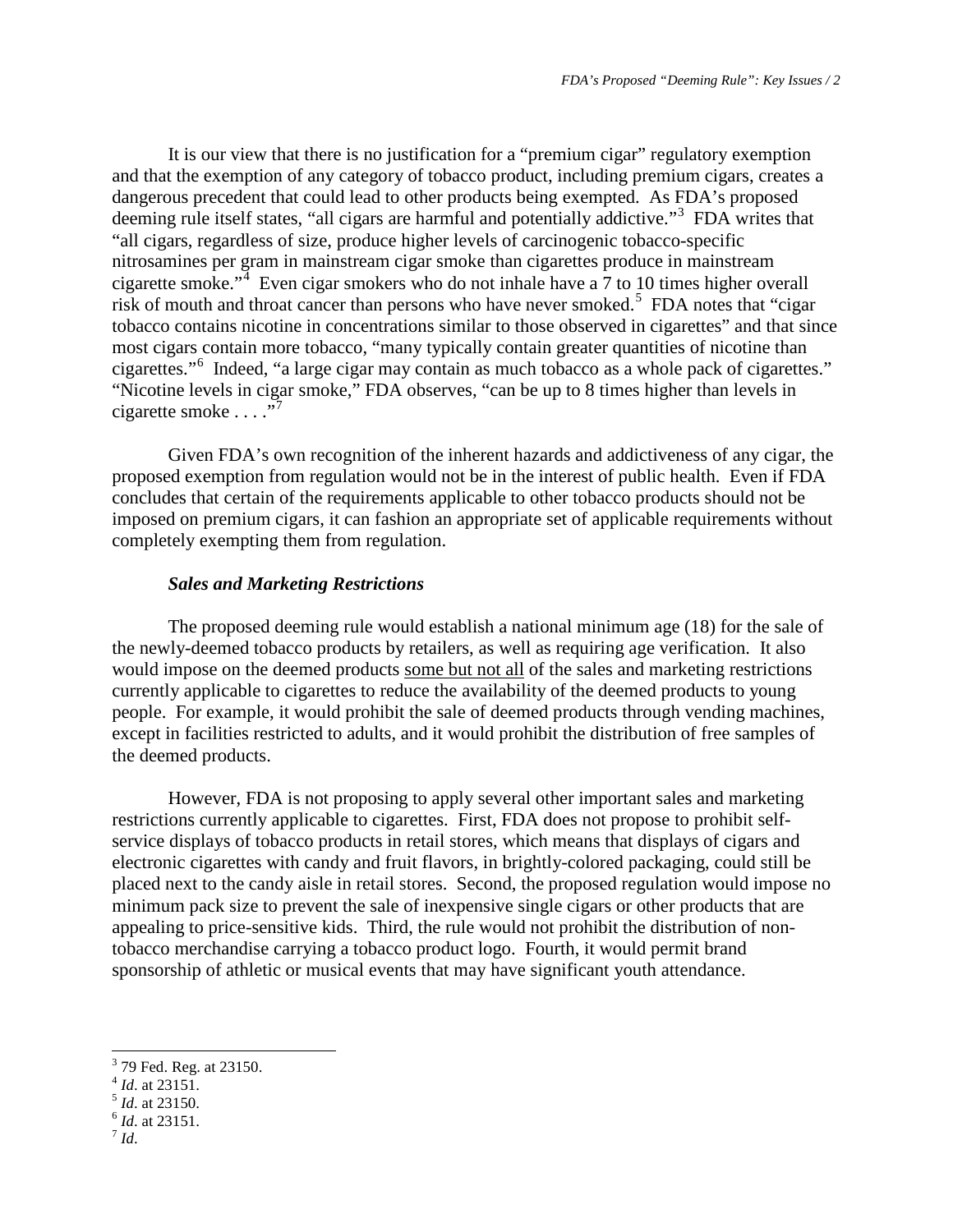It is our view that there is no justification for a "premium cigar" regulatory exemption and that the exemption of any category of tobacco product, including premium cigars, creates a dangerous precedent that could lead to other products being exempted. As FDA's proposed deeming rule itself states, "all cigars are harmful and potentially addictive."[3] FDA writes that "all cigars, regardless of size, produce higher levels of carcinogenic tobacco-specific nitrosamines per gram in mainstream cigar smoke than cigarettes produce in mainstream cigarette smoke."[4] Even cigar smokers who do not inhale have a 7 to 10 times higher overall risk of mouth and throat cancer than persons who have never smoked.[5] FDA notes that "cigar tobacco contains nicotine in concentrations similar to those observed in cigarettes" and that since most cigars contain more tobacco, "many typically contain greater quantities of nicotine than cigarettes."[6] Indeed, "a large cigar may contain as much tobacco as a whole pack of cigarettes." "Nicotine levels in cigar smoke," FDA observes, "can be up to 8 times higher than levels in cigarette smoke . . . ."[7]

Given FDA's own recognition of the inherent hazards and addictiveness of any cigar, the proposed exemption from regulation would not be in the interest of public health. Even if FDA concludes that certain of the requirements applicable to other tobacco products should not be imposed on premium cigars, it can fashion an appropriate set of applicable requirements without completely exempting them from regulation.

***Sales and Marketing Restrictions***

The proposed deeming rule would establish a national minimum age (18) for the sale of the newly-deemed tobacco products by retailers, as well as requiring age verification. It also would impose on the deemed products <u>some but not all</u> of the sales and marketing restrictions currently applicable to cigarettes to reduce the availability of the deemed products to young people. For example, it would prohibit the sale of deemed products through vending machines, except in facilities restricted to adults, and it would prohibit the distribution of free samples of the deemed products.

However, FDA is not proposing to apply several other important sales and marketing restrictions currently applicable to cigarettes. First, FDA does not propose to prohibit self-service displays of tobacco products in retail stores, which means that displays of cigars and electronic cigarettes with candy and fruit flavors, in brightly-colored packaging, could still be placed next to the candy aisle in retail stores. Second, the proposed regulation would impose no minimum pack size to prevent the sale of inexpensive single cigars or other products that are appealing to price-sensitive kids. Third, the rule would not prohibit the distribution of non-tobacco merchandise carrying a tobacco product logo. Fourth, it would permit brand sponsorship of athletic or musical events that may have significant youth attendance.

---

[3] 79 Fed. Reg. at 23150.

[4] *Id*. at 23151.

[5] *Id*. at 23150.

[6] *Id*. at 23151.

[7] *Id*.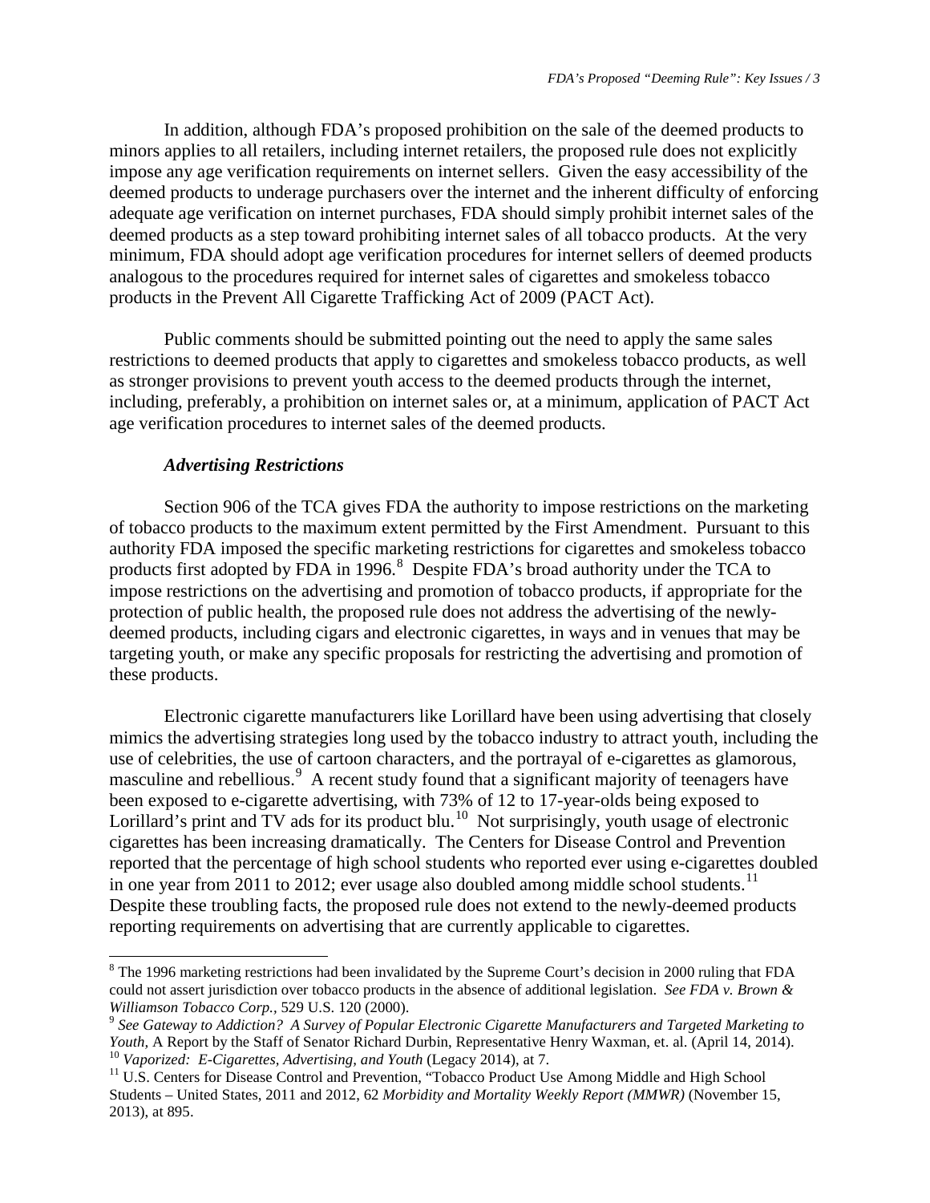In addition, although FDA's proposed prohibition on the sale of the deemed products to minors applies to all retailers, including internet retailers, the proposed rule does not explicitly impose any age verification requirements on internet sellers. Given the easy accessibility of the deemed products to underage purchasers over the internet and the inherent difficulty of enforcing adequate age verification on internet purchases, FDA should simply prohibit internet sales of the deemed products as a step toward prohibiting internet sales of all tobacco products. At the very minimum, FDA should adopt age verification procedures for internet sellers of deemed products analogous to the procedures required for internet sales of cigarettes and smokeless tobacco products in the Prevent All Cigarette Trafficking Act of 2009 (PACT Act).

Public comments should be submitted pointing out the need to apply the same sales restrictions to deemed products that apply to cigarettes and smokeless tobacco products, as well as stronger provisions to prevent youth access to the deemed products through the internet, including, preferably, a prohibition on internet sales or, at a minimum, application of PACT Act age verification procedures to internet sales of the deemed products.

***Advertising Restrictions***

Section 906 of the TCA gives FDA the authority to impose restrictions on the marketing of tobacco products to the maximum extent permitted by the First Amendment. Pursuant to this authority FDA imposed the specific marketing restrictions for cigarettes and smokeless tobacco products first adopted by FDA in 1996.[8] Despite FDA's broad authority under the TCA to impose restrictions on the advertising and promotion of tobacco products, if appropriate for the protection of public health, the proposed rule does not address the advertising of the newly-deemed products, including cigars and electronic cigarettes, in ways and in venues that may be targeting youth, or make any specific proposals for restricting the advertising and promotion of these products.

Electronic cigarette manufacturers like Lorillard have been using advertising that closely mimics the advertising strategies long used by the tobacco industry to attract youth, including the use of celebrities, the use of cartoon characters, and the portrayal of e-cigarettes as glamorous, masculine and rebellious.[9] A recent study found that a significant majority of teenagers have been exposed to e-cigarette advertising, with 73% of 12 to 17-year-olds being exposed to Lorillard's print and TV ads for its product blu.[10] Not surprisingly, youth usage of electronic cigarettes has been increasing dramatically. The Centers for Disease Control and Prevention reported that the percentage of high school students who reported ever using e-cigarettes doubled in one year from 2011 to 2012; ever usage also doubled among middle school students.[11] Despite these troubling facts, the proposed rule does not extend to the newly-deemed products reporting requirements on advertising that are currently applicable to cigarettes.

---

[8] The 1996 marketing restrictions had been invalidated by the Supreme Court's decision in 2000 ruling that FDA could not assert jurisdiction over tobacco products in the absence of additional legislation. *See FDA v. Brown & Williamson Tobacco Corp.*, 529 U.S. 120 (2000).

[9] *See Gateway to Addiction? A Survey of Popular Electronic Cigarette Manufacturers and Targeted Marketing to Youth*, A Report by the Staff of Senator Richard Durbin, Representative Henry Waxman, et. al. (April 14, 2014).

[10] *Vaporized: E-Cigarettes, Advertising, and Youth* (Legacy 2014), at 7.

[11] U.S. Centers for Disease Control and Prevention, "Tobacco Product Use Among Middle and High School Students – United States, 2011 and 2012, 62 *Morbidity and Mortality Weekly Report (MMWR)* (November 15, 2013), at 895.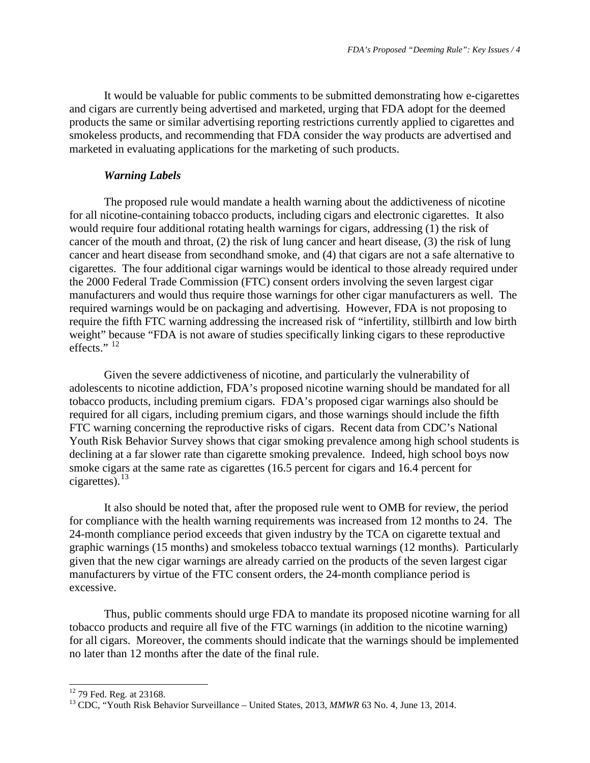It would be valuable for public comments to be submitted demonstrating how e-cigarettes and cigars are currently being advertised and marketed, urging that FDA adopt for the deemed products the same or similar advertising reporting restrictions currently applied to cigarettes and smokeless products, and recommending that FDA consider the way products are advertised and marketed in evaluating applications for the marketing of such products.

***Warning Labels***

The proposed rule would mandate a health warning about the addictiveness of nicotine for all nicotine-containing tobacco products, including cigars and electronic cigarettes. It also would require four additional rotating health warnings for cigars, addressing (1) the risk of cancer of the mouth and throat, (2) the risk of lung cancer and heart disease, (3) the risk of lung cancer and heart disease from secondhand smoke, and (4) that cigars are not a safe alternative to cigarettes. The four additional cigar warnings would be identical to those already required under the 2000 Federal Trade Commission (FTC) consent orders involving the seven largest cigar manufacturers and would thus require those warnings for other cigar manufacturers as well. The required warnings would be on packaging and advertising. However, FDA is not proposing to require the fifth FTC warning addressing the increased risk of "infertility, stillbirth and low birth weight" because "FDA is not aware of studies specifically linking cigars to these reproductive effects." [12]

Given the severe addictiveness of nicotine, and particularly the vulnerability of adolescents to nicotine addiction, FDA's proposed nicotine warning should be mandated for all tobacco products, including premium cigars. FDA's proposed cigar warnings also should be required for all cigars, including premium cigars, and those warnings should include the fifth FTC warning concerning the reproductive risks of cigars. Recent data from CDC's National Youth Risk Behavior Survey shows that cigar smoking prevalence among high school students is declining at a far slower rate than cigarette smoking prevalence. Indeed, high school boys now smoke cigars at the same rate as cigarettes (16.5 percent for cigars and 16.4 percent for cigarettes).[13]

It also should be noted that, after the proposed rule went to OMB for review, the period for compliance with the health warning requirements was increased from 12 months to 24. The 24-month compliance period exceeds that given industry by the TCA on cigarette textual and graphic warnings (15 months) and smokeless tobacco textual warnings (12 months). Particularly given that the new cigar warnings are already carried on the products of the seven largest cigar manufacturers by virtue of the FTC consent orders, the 24-month compliance period is excessive.

Thus, public comments should urge FDA to mandate its proposed nicotine warning for all tobacco products and require all five of the FTC warnings (in addition to the nicotine warning) for all cigars. Moreover, the comments should indicate that the warnings should be implemented no later than 12 months after the date of the final rule.

---

[12] 79 Fed. Reg. at 23168.

[13] CDC, "Youth Risk Behavior Surveillance – United States, 2013, *MMWR* 63 No. 4, June 13, 2014.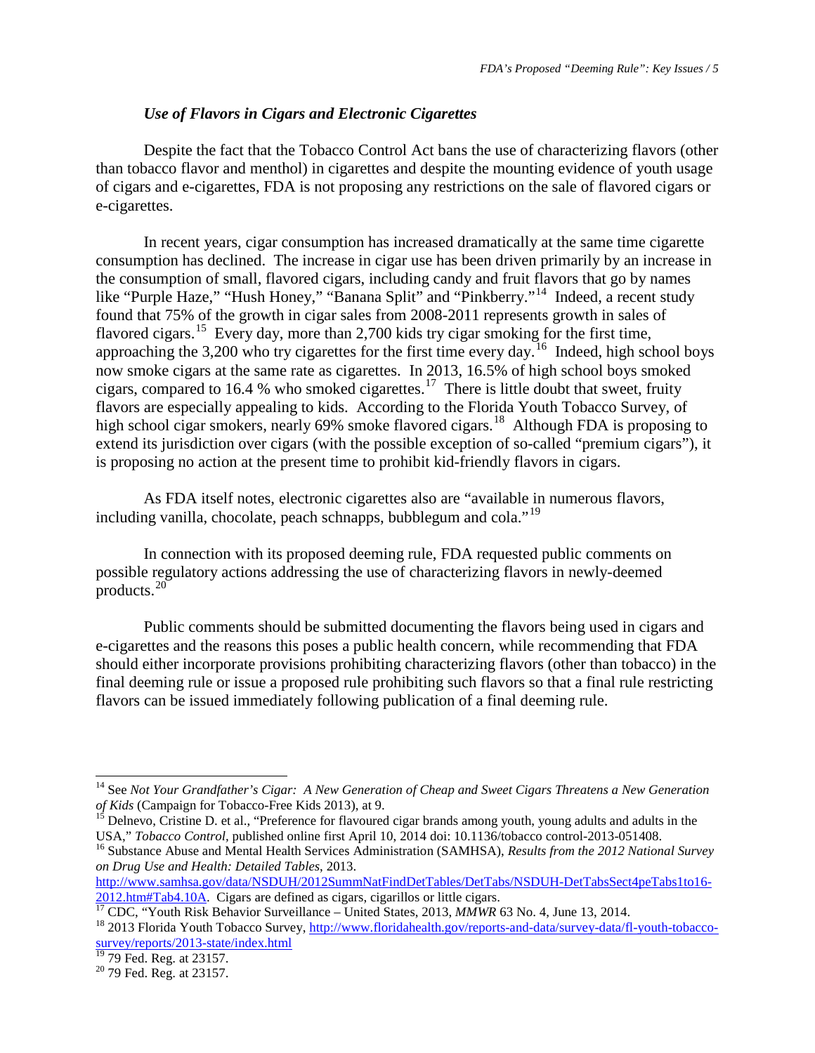### *Use of Flavors in Cigars and Electronic Cigarettes*

Despite the fact that the Tobacco Control Act bans the use of characterizing flavors (other than tobacco flavor and menthol) in cigarettes and despite the mounting evidence of youth usage of cigars and e-cigarettes, FDA is not proposing any restrictions on the sale of flavored cigars or e-cigarettes.

In recent years, cigar consumption has increased dramatically at the same time cigarette consumption has declined. The increase in cigar use has been driven primarily by an increase in the consumption of small, flavored cigars, including candy and fruit flavors that go by names like "Purple Haze," "Hush Honey," "Banana Split" and "Pinkberry."[14] Indeed, a recent study found that 75% of the growth in cigar sales from 2008-2011 represents growth in sales of flavored cigars.[15] Every day, more than 2,700 kids try cigar smoking for the first time, approaching the 3,200 who try cigarettes for the first time every day.[16] Indeed, high school boys now smoke cigars at the same rate as cigarettes. In 2013, 16.5% of high school boys smoked cigars, compared to 16.4 % who smoked cigarettes.[17] There is little doubt that sweet, fruity flavors are especially appealing to kids. According to the Florida Youth Tobacco Survey, of high school cigar smokers, nearly 69% smoke flavored cigars.[18] Although FDA is proposing to extend its jurisdiction over cigars (with the possible exception of so-called "premium cigars"), it is proposing no action at the present time to prohibit kid-friendly flavors in cigars.

As FDA itself notes, electronic cigarettes also are "available in numerous flavors, including vanilla, chocolate, peach schnapps, bubblegum and cola."[19]

In connection with its proposed deeming rule, FDA requested public comments on possible regulatory actions addressing the use of characterizing flavors in newly-deemed products.[20]

Public comments should be submitted documenting the flavors being used in cigars and e-cigarettes and the reasons this poses a public health concern, while recommending that FDA should either incorporate provisions prohibiting characterizing flavors (other than tobacco) in the final deeming rule or issue a proposed rule prohibiting such flavors so that a final rule restricting flavors can be issued immediately following publication of a final deeming rule.

---

[14] See *Not Your Grandfather's Cigar: A New Generation of Cheap and Sweet Cigars Threatens a New Generation of Kids* (Campaign for Tobacco-Free Kids 2013), at 9.

[15] Delnevo, Cristine D. et al., "Preference for flavoured cigar brands among youth, young adults and adults in the USA," *Tobacco Control,* published online first April 10, 2014 doi: 10.1136/tobacco control-2013-051408.

[16] Substance Abuse and Mental Health Services Administration (SAMHSA), *Results from the 2012 National Survey on Drug Use and Health: Detailed Tables*, 2013. http://www.samhsa.gov/data/NSDUH/2012SummNatFindDetTables/DetTabs/NSDUH-DetTabsSect4peTabs1to16-2012.htm#Tab4.10A. Cigars are defined as cigars, cigarillos or little cigars.

[17] CDC, "Youth Risk Behavior Surveillance – United States, 2013, *MMWR* 63 No. 4, June 13, 2014.

[18] 2013 Florida Youth Tobacco Survey, http://www.floridahealth.gov/reports-and-data/survey-data/fl-youth-tobacco-survey/reports/2013-state/index.html

[19] 79 Fed. Reg. at 23157.

[20] 79 Fed. Reg. at 23157.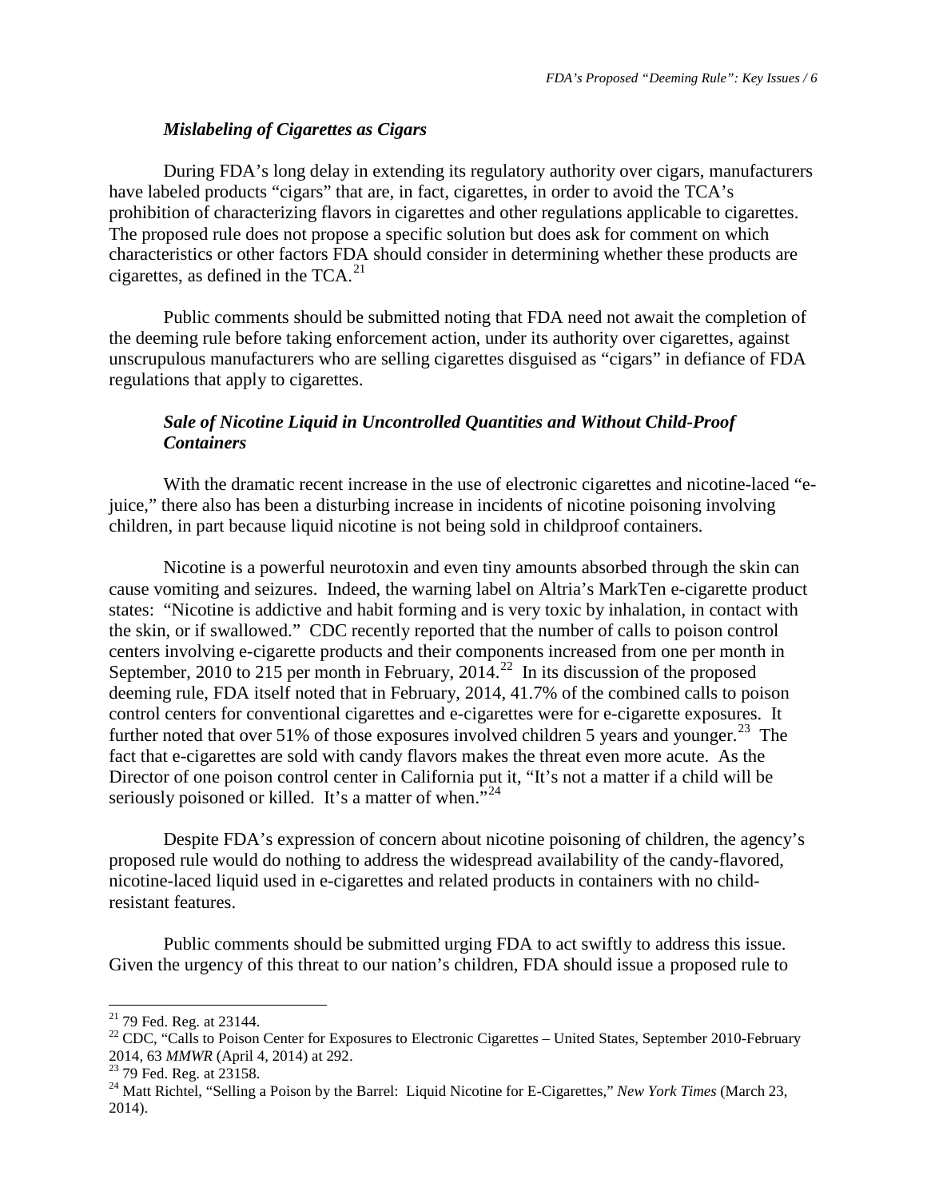### *Mislabeling of Cigarettes as Cigars*

During FDA's long delay in extending its regulatory authority over cigars, manufacturers have labeled products "cigars" that are, in fact, cigarettes, in order to avoid the TCA's prohibition of characterizing flavors in cigarettes and other regulations applicable to cigarettes. The proposed rule does not propose a specific solution but does ask for comment on which characteristics or other factors FDA should consider in determining whether these products are cigarettes, as defined in the TCA.[21]

Public comments should be submitted noting that FDA need not await the completion of the deeming rule before taking enforcement action, under its authority over cigarettes, against unscrupulous manufacturers who are selling cigarettes disguised as "cigars" in defiance of FDA regulations that apply to cigarettes.

### *Sale of Nicotine Liquid in Uncontrolled Quantities and Without Child-Proof Containers*

With the dramatic recent increase in the use of electronic cigarettes and nicotine-laced "e-juice," there also has been a disturbing increase in incidents of nicotine poisoning involving children, in part because liquid nicotine is not being sold in childproof containers.

Nicotine is a powerful neurotoxin and even tiny amounts absorbed through the skin can cause vomiting and seizures. Indeed, the warning label on Altria's MarkTen e-cigarette product states: "Nicotine is addictive and habit forming and is very toxic by inhalation, in contact with the skin, or if swallowed." CDC recently reported that the number of calls to poison control centers involving e-cigarette products and their components increased from one per month in September, 2010 to 215 per month in February, 2014.[22] In its discussion of the proposed deeming rule, FDA itself noted that in February, 2014, 41.7% of the combined calls to poison control centers for conventional cigarettes and e-cigarettes were for e-cigarette exposures. It further noted that over 51% of those exposures involved children 5 years and younger.[23] The fact that e-cigarettes are sold with candy flavors makes the threat even more acute. As the Director of one poison control center in California put it, "It's not a matter if a child will be seriously poisoned or killed. It's a matter of when."[24]

Despite FDA's expression of concern about nicotine poisoning of children, the agency's proposed rule would do nothing to address the widespread availability of the candy-flavored, nicotine-laced liquid used in e-cigarettes and related products in containers with no child-resistant features.

Public comments should be submitted urging FDA to act swiftly to address this issue. Given the urgency of this threat to our nation's children, FDA should issue a proposed rule to

---

[21] 79 Fed. Reg. at 23144.

[22] CDC, "Calls to Poison Center for Exposures to Electronic Cigarettes – United States, September 2010-February 2014, 63 *MMWR* (April 4, 2014) at 292.

[23] 79 Fed. Reg. at 23158.

[24] Matt Richtel, "Selling a Poison by the Barrel: Liquid Nicotine for E-Cigarettes," *New York Times* (March 23, 2014).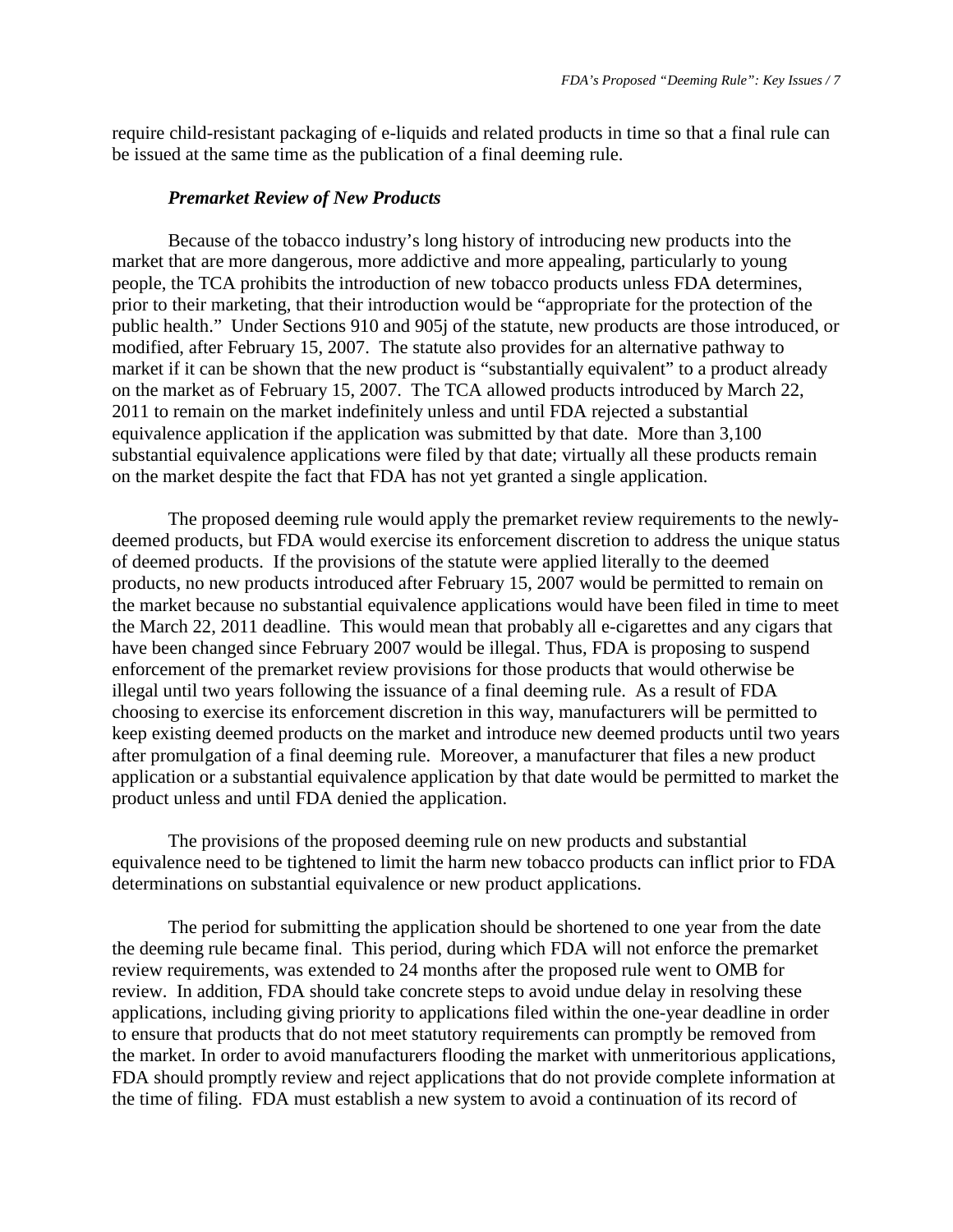require child-resistant packaging of e-liquids and related products in time so that a final rule can be issued at the same time as the publication of a final deeming rule.

### *Premarket Review of New Products*

Because of the tobacco industry's long history of introducing new products into the market that are more dangerous, more addictive and more appealing, particularly to young people, the TCA prohibits the introduction of new tobacco products unless FDA determines, prior to their marketing, that their introduction would be "appropriate for the protection of the public health." Under Sections 910 and 905j of the statute, new products are those introduced, or modified, after February 15, 2007. The statute also provides for an alternative pathway to market if it can be shown that the new product is "substantially equivalent" to a product already on the market as of February 15, 2007. The TCA allowed products introduced by March 22, 2011 to remain on the market indefinitely unless and until FDA rejected a substantial equivalence application if the application was submitted by that date. More than 3,100 substantial equivalence applications were filed by that date; virtually all these products remain on the market despite the fact that FDA has not yet granted a single application.

The proposed deeming rule would apply the premarket review requirements to the newly-deemed products, but FDA would exercise its enforcement discretion to address the unique status of deemed products. If the provisions of the statute were applied literally to the deemed products, no new products introduced after February 15, 2007 would be permitted to remain on the market because no substantial equivalence applications would have been filed in time to meet the March 22, 2011 deadline. This would mean that probably all e-cigarettes and any cigars that have been changed since February 2007 would be illegal. Thus, FDA is proposing to suspend enforcement of the premarket review provisions for those products that would otherwise be illegal until two years following the issuance of a final deeming rule. As a result of FDA choosing to exercise its enforcement discretion in this way, manufacturers will be permitted to keep existing deemed products on the market and introduce new deemed products until two years after promulgation of a final deeming rule. Moreover, a manufacturer that files a new product application or a substantial equivalence application by that date would be permitted to market the product unless and until FDA denied the application.

The provisions of the proposed deeming rule on new products and substantial equivalence need to be tightened to limit the harm new tobacco products can inflict prior to FDA determinations on substantial equivalence or new product applications.

The period for submitting the application should be shortened to one year from the date the deeming rule became final. This period, during which FDA will not enforce the premarket review requirements, was extended to 24 months after the proposed rule went to OMB for review. In addition, FDA should take concrete steps to avoid undue delay in resolving these applications, including giving priority to applications filed within the one-year deadline in order to ensure that products that do not meet statutory requirements can promptly be removed from the market. In order to avoid manufacturers flooding the market with unmeritorious applications, FDA should promptly review and reject applications that do not provide complete information at the time of filing. FDA must establish a new system to avoid a continuation of its record of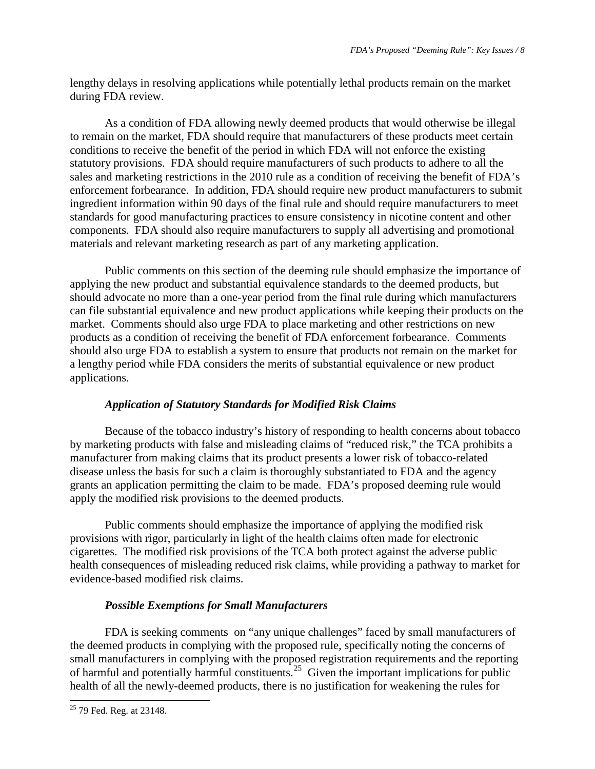lengthy delays in resolving applications while potentially lethal products remain on the market during FDA review.

As a condition of FDA allowing newly deemed products that would otherwise be illegal to remain on the market, FDA should require that manufacturers of these products meet certain conditions to receive the benefit of the period in which FDA will not enforce the existing statutory provisions. FDA should require manufacturers of such products to adhere to all the sales and marketing restrictions in the 2010 rule as a condition of receiving the benefit of FDA's enforcement forbearance. In addition, FDA should require new product manufacturers to submit ingredient information within 90 days of the final rule and should require manufacturers to meet standards for good manufacturing practices to ensure consistency in nicotine content and other components. FDA should also require manufacturers to supply all advertising and promotional materials and relevant marketing research as part of any marketing application.

Public comments on this section of the deeming rule should emphasize the importance of applying the new product and substantial equivalence standards to the deemed products, but should advocate no more than a one-year period from the final rule during which manufacturers can file substantial equivalence and new product applications while keeping their products on the market. Comments should also urge FDA to place marketing and other restrictions on new products as a condition of receiving the benefit of FDA enforcement forbearance. Comments should also urge FDA to establish a system to ensure that products not remain on the market for a lengthy period while FDA considers the merits of substantial equivalence or new product applications.

### *Application of Statutory Standards for Modified Risk Claims*

Because of the tobacco industry's history of responding to health concerns about tobacco by marketing products with false and misleading claims of "reduced risk," the TCA prohibits a manufacturer from making claims that its product presents a lower risk of tobacco-related disease unless the basis for such a claim is thoroughly substantiated to FDA and the agency grants an application permitting the claim to be made. FDA's proposed deeming rule would apply the modified risk provisions to the deemed products.

Public comments should emphasize the importance of applying the modified risk provisions with rigor, particularly in light of the health claims often made for electronic cigarettes. The modified risk provisions of the TCA both protect against the adverse public health consequences of misleading reduced risk claims, while providing a pathway to market for evidence-based modified risk claims.

### *Possible Exemptions for Small Manufacturers*

FDA is seeking comments on "any unique challenges" faced by small manufacturers of the deemed products in complying with the proposed rule, specifically noting the concerns of small manufacturers in complying with the proposed registration requirements and the reporting of harmful and potentially harmful constituents.[25] Given the important implications for public health of all the newly-deemed products, there is no justification for weakening the rules for

[25] 79 Fed. Reg. at 23148.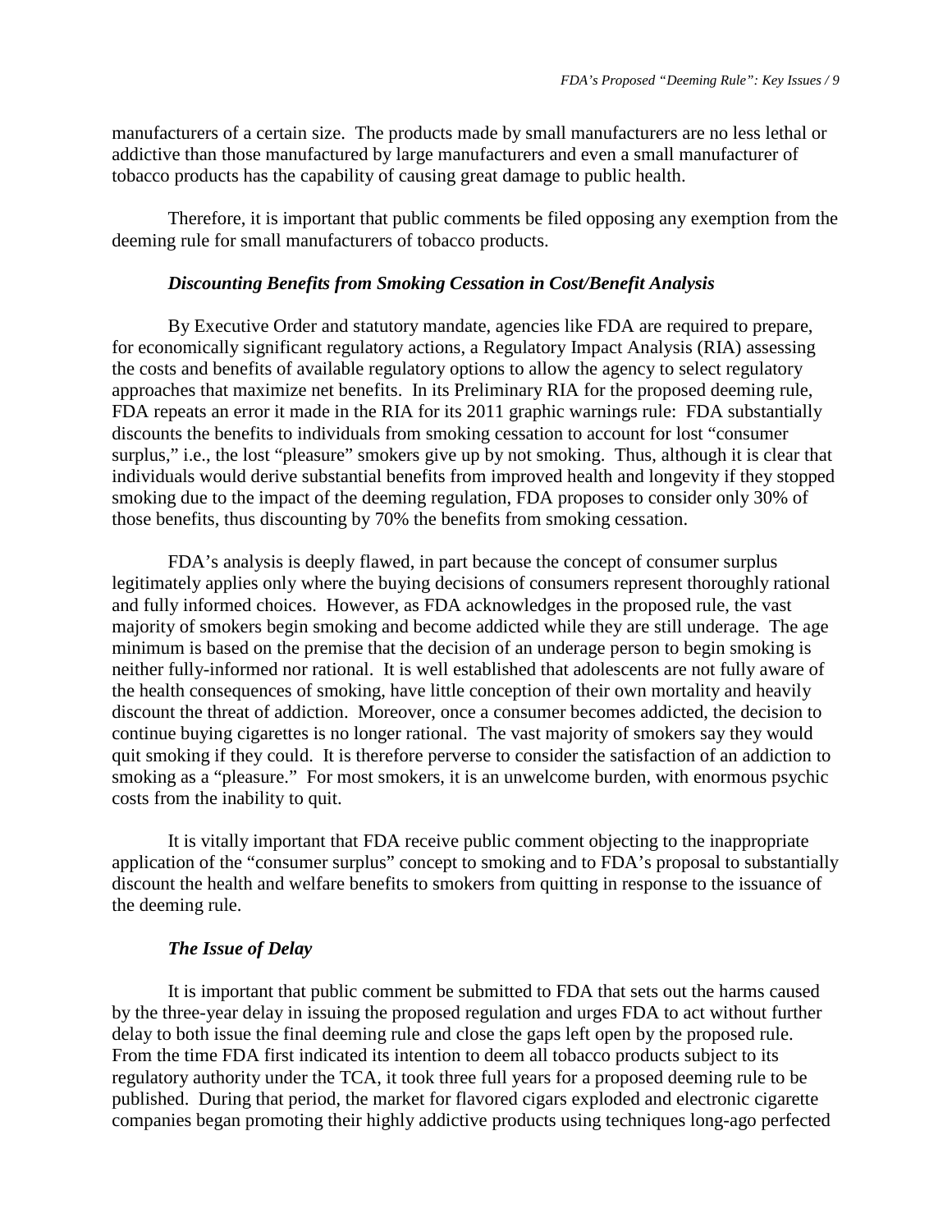manufacturers of a certain size. The products made by small manufacturers are no less lethal or addictive than those manufactured by large manufacturers and even a small manufacturer of tobacco products has the capability of causing great damage to public health.

Therefore, it is important that public comments be filed opposing any exemption from the deeming rule for small manufacturers of tobacco products.

### *Discounting Benefits from Smoking Cessation in Cost/Benefit Analysis*

By Executive Order and statutory mandate, agencies like FDA are required to prepare, for economically significant regulatory actions, a Regulatory Impact Analysis (RIA) assessing the costs and benefits of available regulatory options to allow the agency to select regulatory approaches that maximize net benefits. In its Preliminary RIA for the proposed deeming rule, FDA repeats an error it made in the RIA for its 2011 graphic warnings rule: FDA substantially discounts the benefits to individuals from smoking cessation to account for lost "consumer surplus," i.e., the lost "pleasure" smokers give up by not smoking. Thus, although it is clear that individuals would derive substantial benefits from improved health and longevity if they stopped smoking due to the impact of the deeming regulation, FDA proposes to consider only 30% of those benefits, thus discounting by 70% the benefits from smoking cessation.

FDA's analysis is deeply flawed, in part because the concept of consumer surplus legitimately applies only where the buying decisions of consumers represent thoroughly rational and fully informed choices. However, as FDA acknowledges in the proposed rule, the vast majority of smokers begin smoking and become addicted while they are still underage. The age minimum is based on the premise that the decision of an underage person to begin smoking is neither fully-informed nor rational. It is well established that adolescents are not fully aware of the health consequences of smoking, have little conception of their own mortality and heavily discount the threat of addiction. Moreover, once a consumer becomes addicted, the decision to continue buying cigarettes is no longer rational. The vast majority of smokers say they would quit smoking if they could. It is therefore perverse to consider the satisfaction of an addiction to smoking as a "pleasure." For most smokers, it is an unwelcome burden, with enormous psychic costs from the inability to quit.

It is vitally important that FDA receive public comment objecting to the inappropriate application of the "consumer surplus" concept to smoking and to FDA's proposal to substantially discount the health and welfare benefits to smokers from quitting in response to the issuance of the deeming rule.

### *The Issue of Delay*

It is important that public comment be submitted to FDA that sets out the harms caused by the three-year delay in issuing the proposed regulation and urges FDA to act without further delay to both issue the final deeming rule and close the gaps left open by the proposed rule. From the time FDA first indicated its intention to deem all tobacco products subject to its regulatory authority under the TCA, it took three full years for a proposed deeming rule to be published. During that period, the market for flavored cigars exploded and electronic cigarette companies began promoting their highly addictive products using techniques long-ago perfected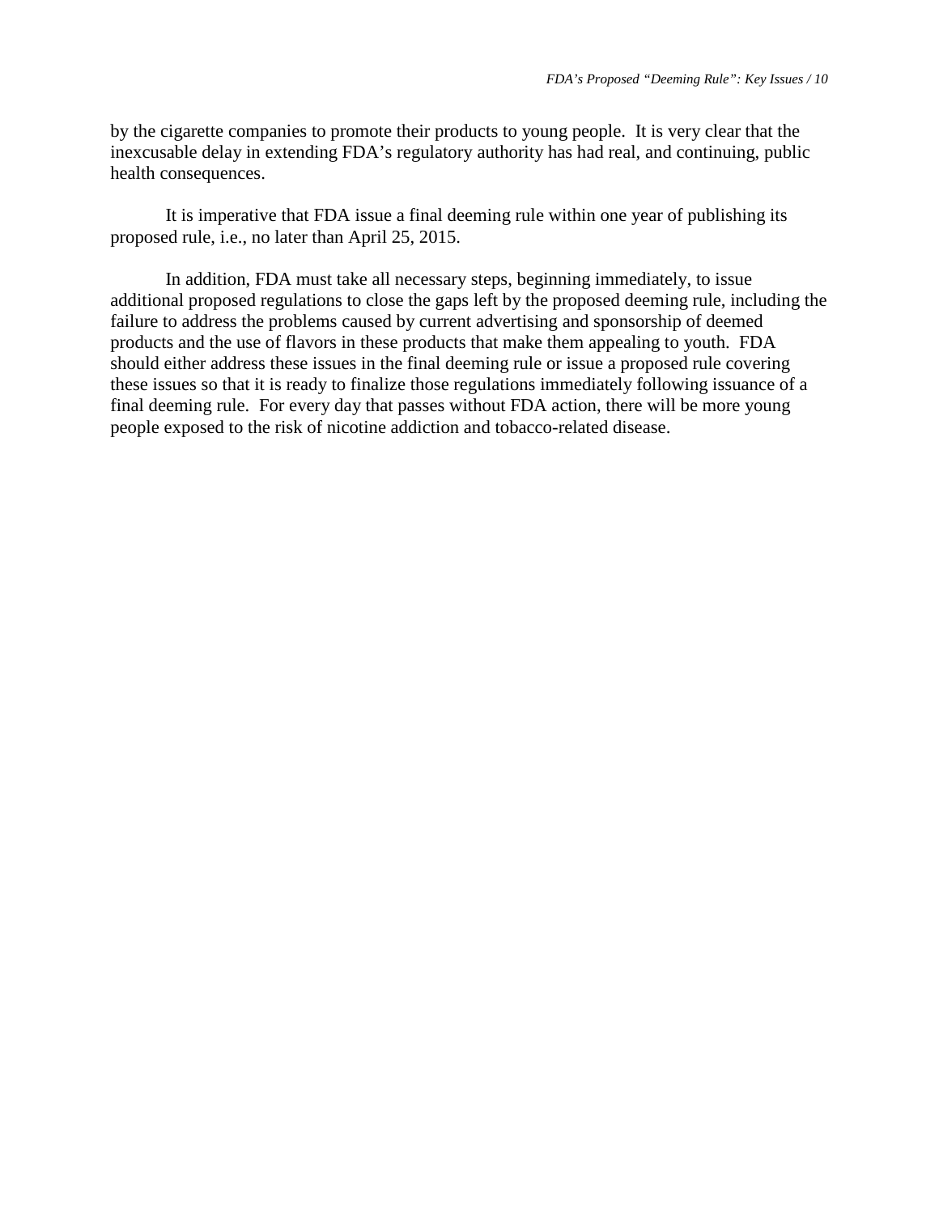by the cigarette companies to promote their products to young people. It is very clear that the inexcusable delay in extending FDA's regulatory authority has had real, and continuing, public health consequences.

It is imperative that FDA issue a final deeming rule within one year of publishing its proposed rule, i.e., no later than April 25, 2015.

In addition, FDA must take all necessary steps, beginning immediately, to issue additional proposed regulations to close the gaps left by the proposed deeming rule, including the failure to address the problems caused by current advertising and sponsorship of deemed products and the use of flavors in these products that make them appealing to youth. FDA should either address these issues in the final deeming rule or issue a proposed rule covering these issues so that it is ready to finalize those regulations immediately following issuance of a final deeming rule. For every day that passes without FDA action, there will be more young people exposed to the risk of nicotine addiction and tobacco-related disease.